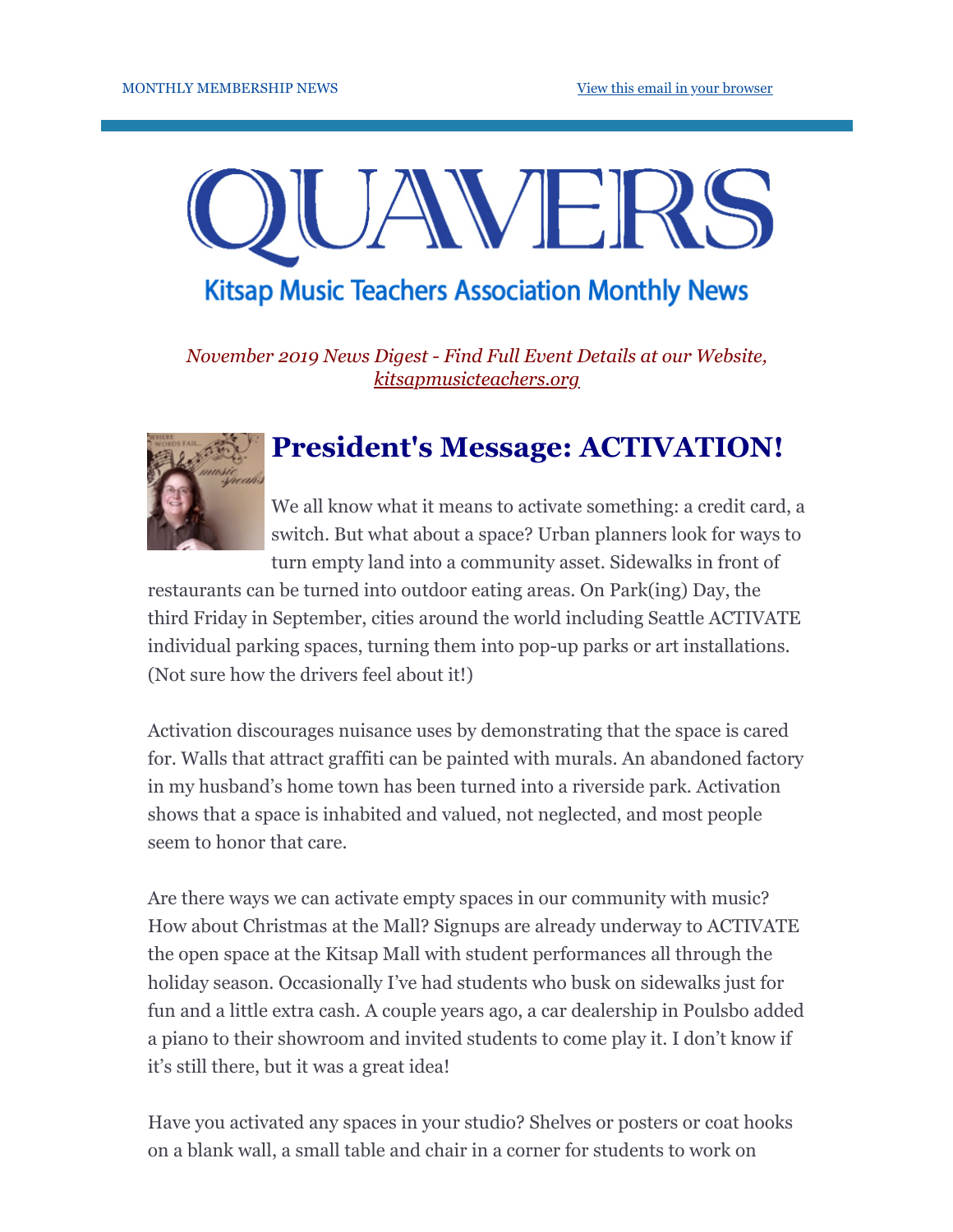MONTHLY MEMBERSHIP NEWS

View this email in your browser

# QUAVERS

## Kitsap Music Teachers Association Monthly News

*November 2019 News Digest - Find Full Event Details at our Website, kitsapmusicteachers.org*

## President's Message: ACTIVATION!

We all know what it means to activate something: a credit card, a switch. But what about a space? Urban planners look for ways to turn empty land into a community asset. Sidewalks in front of restaurants can be turned into outdoor eating areas. On Park(ing) Day, the third Friday in September, cities around the world including Seattle ACTIVATE individual parking spaces, turning them into pop-up parks or art installations. (Not sure how the drivers feel about it!)

Activation discourages nuisance uses by demonstrating that the space is cared for. Walls that attract graffiti can be painted with murals. An abandoned factory in my husband's home town has been turned into a riverside park. Activation shows that a space is inhabited and valued, not neglected, and most people seem to honor that care.

Are there ways we can activate empty spaces in our community with music? How about Christmas at the Mall? Signups are already underway to ACTIVATE the open space at the Kitsap Mall with student performances all through the holiday season. Occasionally I've had students who busk on sidewalks just for fun and a little extra cash. A couple years ago, a car dealership in Poulsbo added a piano to their showroom and invited students to come play it. I don't know if it's still there, but it was a great idea!

Have you activated any spaces in your studio? Shelves or posters or coat hooks on a blank wall, a small table and chair in a corner for students to work on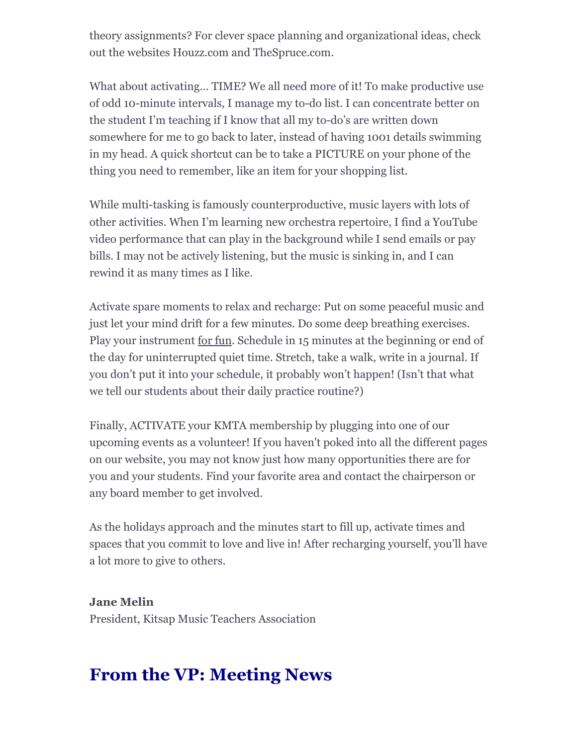theory assignments? For clever space planning and organizational ideas, check out the websites Houzz.com and TheSpruce.com.

What about activating... TIME? We all need more of it! To make productive use of odd 10-minute intervals, I manage my to-do list. I can concentrate better on the student I'm teaching if I know that all my to-do's are written down somewhere for me to go back to later, instead of having 1001 details swimming in my head. A quick shortcut can be to take a PICTURE on your phone of the thing you need to remember, like an item for your shopping list.

While multi-tasking is famously counterproductive, music layers with lots of other activities. When I'm learning new orchestra repertoire, I find a YouTube video performance that can play in the background while I send emails or pay bills. I may not be actively listening, but the music is sinking in, and I can rewind it as many times as I like.

Activate spare moments to relax and recharge: Put on some peaceful music and just let your mind drift for a few minutes. Do some deep breathing exercises. Play your instrument for fun. Schedule in 15 minutes at the beginning or end of the day for uninterrupted quiet time. Stretch, take a walk, write in a journal. If you don't put it into your schedule, it probably won't happen! (Isn't that what we tell our students about their daily practice routine?)

Finally, ACTIVATE your KMTA membership by plugging into one of our upcoming events as a volunteer! If you haven't poked into all the different pages on our website, you may not know just how many opportunities there are for you and your students. Find your favorite area and contact the chairperson or any board member to get involved.

As the holidays approach and the minutes start to fill up, activate times and spaces that you commit to love and live in! After recharging yourself, you'll have a lot more to give to others.

**Jane Melin**
President, Kitsap Music Teachers Association

## From the VP: Meeting News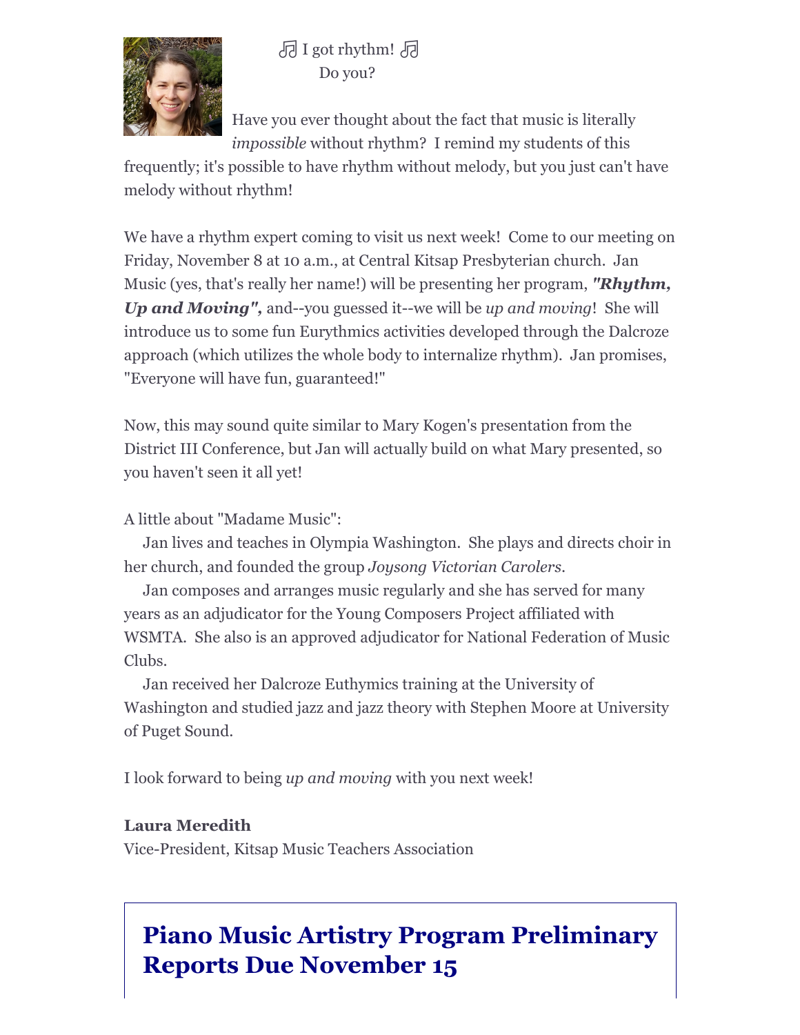♫ I got rhythm! ♫
Do you?

Have you ever thought about the fact that music is literally *impossible* without rhythm? I remind my students of this frequently; it's possible to have rhythm without melody, but you just can't have melody without rhythm!

We have a rhythm expert coming to visit us next week! Come to our meeting on Friday, November 8 at 10 a.m., at Central Kitsap Presbyterian church. Jan Music (yes, that's really her name!) will be presenting her program, ***"Rhythm, Up and Moving",*** and--you guessed it--we will be *up and moving*! She will introduce us to some fun Eurythmics activities developed through the Dalcroze approach (which utilizes the whole body to internalize rhythm). Jan promises, "Everyone will have fun, guaranteed!"

Now, this may sound quite similar to Mary Kogen's presentation from the District III Conference, but Jan will actually build on what Mary presented, so you haven't seen it all yet!

A little about "Madame Music":

Jan lives and teaches in Olympia Washington. She plays and directs choir in her church, and founded the group *Joysong Victorian Carolers*.

Jan composes and arranges music regularly and she has served for many years as an adjudicator for the Young Composers Project affiliated with WSMTA. She also is an approved adjudicator for National Federation of Music Clubs.

Jan received her Dalcroze Euthymics training at the University of Washington and studied jazz and jazz theory with Stephen Moore at University of Puget Sound.

I look forward to being *up and moving* with you next week!

**Laura Meredith**
Vice-President, Kitsap Music Teachers Association

## Piano Music Artistry Program Preliminary Reports Due November 15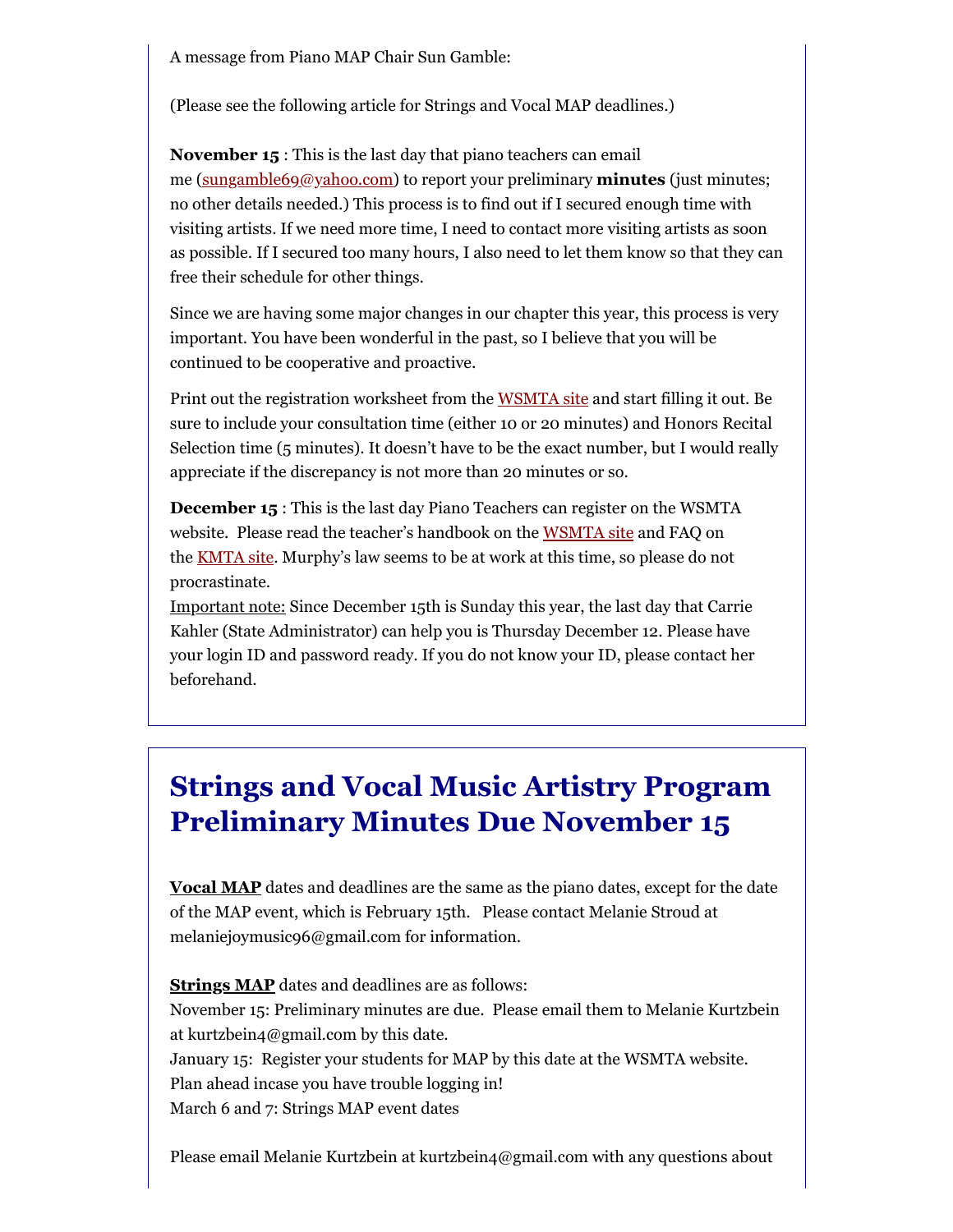A message from Piano MAP Chair Sun Gamble:

(Please see the following article for Strings and Vocal MAP deadlines.)

**November 15** : This is the last day that piano teachers can email me (sungamble69@yahoo.com) to report your preliminary **minutes** (just minutes; no other details needed.) This process is to find out if I secured enough time with visiting artists. If we need more time, I need to contact more visiting artists as soon as possible. If I secured too many hours, I also need to let them know so that they can free their schedule for other things.

Since we are having some major changes in our chapter this year, this process is very important. You have been wonderful in the past, so I believe that you will be continued to be cooperative and proactive.

Print out the registration worksheet from the WSMTA site and start filling it out. Be sure to include your consultation time (either 10 or 20 minutes) and Honors Recital Selection time (5 minutes). It doesn't have to be the exact number, but I would really appreciate if the discrepancy is not more than 20 minutes or so.

**December 15** : This is the last day Piano Teachers can register on the WSMTA website. Please read the teacher's handbook on the WSMTA site and FAQ on the KMTA site. Murphy's law seems to be at work at this time, so please do not procrastinate.
Important note: Since December 15th is Sunday this year, the last day that Carrie Kahler (State Administrator) can help you is Thursday December 12. Please have your login ID and password ready. If you do not know your ID, please contact her beforehand.

## Strings and Vocal Music Artistry Program Preliminary Minutes Due November 15

**Vocal MAP** dates and deadlines are the same as the piano dates, except for the date of the MAP event, which is February 15th. Please contact Melanie Stroud at melaniejoymusic96@gmail.com for information.

**Strings MAP** dates and deadlines are as follows:
November 15: Preliminary minutes are due. Please email them to Melanie Kurtzbein at kurtzbein4@gmail.com by this date.
January 15: Register your students for MAP by this date at the WSMTA website. Plan ahead incase you have trouble logging in!
March 6 and 7: Strings MAP event dates

Please email Melanie Kurtzbein at kurtzbein4@gmail.com with any questions about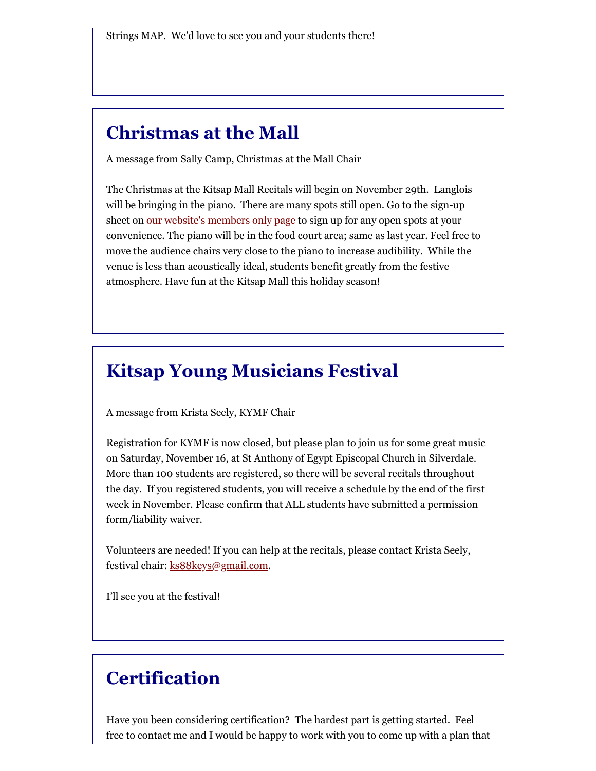Strings MAP.  We'd love to see you and your students there!

## Christmas at the Mall

A message from Sally Camp, Christmas at the Mall Chair

The Christmas at the Kitsap Mall Recitals will begin on November 29th.  Langlois will be bringing in the piano.  There are many spots still open. Go to the sign-up sheet on our website's members only page to sign up for any open spots at your convenience. The piano will be in the food court area; same as last year. Feel free to move the audience chairs very close to the piano to increase audibility.  While the venue is less than acoustically ideal, students benefit greatly from the festive atmosphere. Have fun at the Kitsap Mall this holiday season!

## Kitsap Young Musicians Festival

A message from Krista Seely, KYMF Chair

Registration for KYMF is now closed, but please plan to join us for some great music on Saturday, November 16, at St Anthony of Egypt Episcopal Church in Silverdale. More than 100 students are registered, so there will be several recitals throughout the day.  If you registered students, you will receive a schedule by the end of the first week in November. Please confirm that ALL students have submitted a permission form/liability waiver.

Volunteers are needed! If you can help at the recitals, please contact Krista Seely, festival chair: ks88keys@gmail.com.

I'll see you at the festival!

## Certification

Have you been considering certification?  The hardest part is getting started.  Feel free to contact me and I would be happy to work with you to come up with a plan that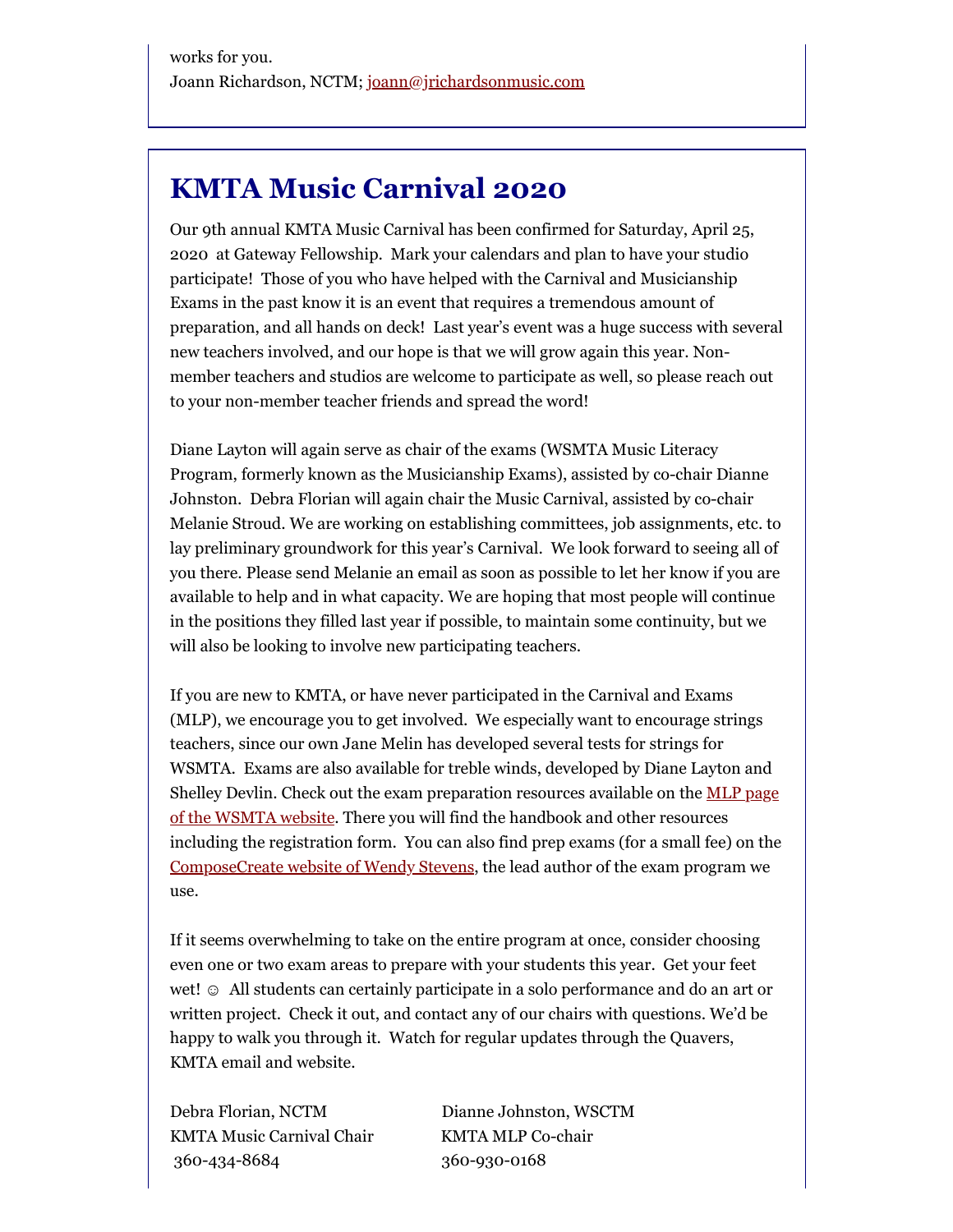works for you.
Joann Richardson, NCTM; [joann@jrichardsonmusic.com](mailto:joann@jrichardsonmusic.com)

## KMTA Music Carnival 2020

Our 9th annual KMTA Music Carnival has been confirmed for Saturday, April 25, 2020 at Gateway Fellowship. Mark your calendars and plan to have your studio participate! Those of you who have helped with the Carnival and Musicianship Exams in the past know it is an event that requires a tremendous amount of preparation, and all hands on deck! Last year's event was a huge success with several new teachers involved, and our hope is that we will grow again this year. Non-member teachers and studios are welcome to participate as well, so please reach out to your non-member teacher friends and spread the word!

Diane Layton will again serve as chair of the exams (WSMTA Music Literacy Program, formerly known as the Musicianship Exams), assisted by co-chair Dianne Johnston. Debra Florian will again chair the Music Carnival, assisted by co-chair Melanie Stroud. We are working on establishing committees, job assignments, etc. to lay preliminary groundwork for this year's Carnival. We look forward to seeing all of you there. Please send Melanie an email as soon as possible to let her know if you are available to help and in what capacity. We are hoping that most people will continue in the positions they filled last year if possible, to maintain some continuity, but we will also be looking to involve new participating teachers.

If you are new to KMTA, or have never participated in the Carnival and Exams (MLP), we encourage you to get involved. We especially want to encourage strings teachers, since our own Jane Melin has developed several tests for strings for WSMTA. Exams are also available for treble winds, developed by Diane Layton and Shelley Devlin. Check out the exam preparation resources available on the MLP page of the WSMTA website. There you will find the handbook and other resources including the registration form. You can also find prep exams (for a small fee) on the ComposeCreate website of Wendy Stevens, the lead author of the exam program we use.

If it seems overwhelming to take on the entire program at once, consider choosing even one or two exam areas to prepare with your students this year. Get your feet wet! ☺ All students can certainly participate in a solo performance and do an art or written project. Check it out, and contact any of our chairs with questions. We'd be happy to walk you through it. Watch for regular updates through the Quavers, KMTA email and website.

Debra Florian, NCTM
KMTA Music Carnival Chair
360-434-8684

Dianne Johnston, WSCTM
KMTA MLP Co-chair
360-930-0168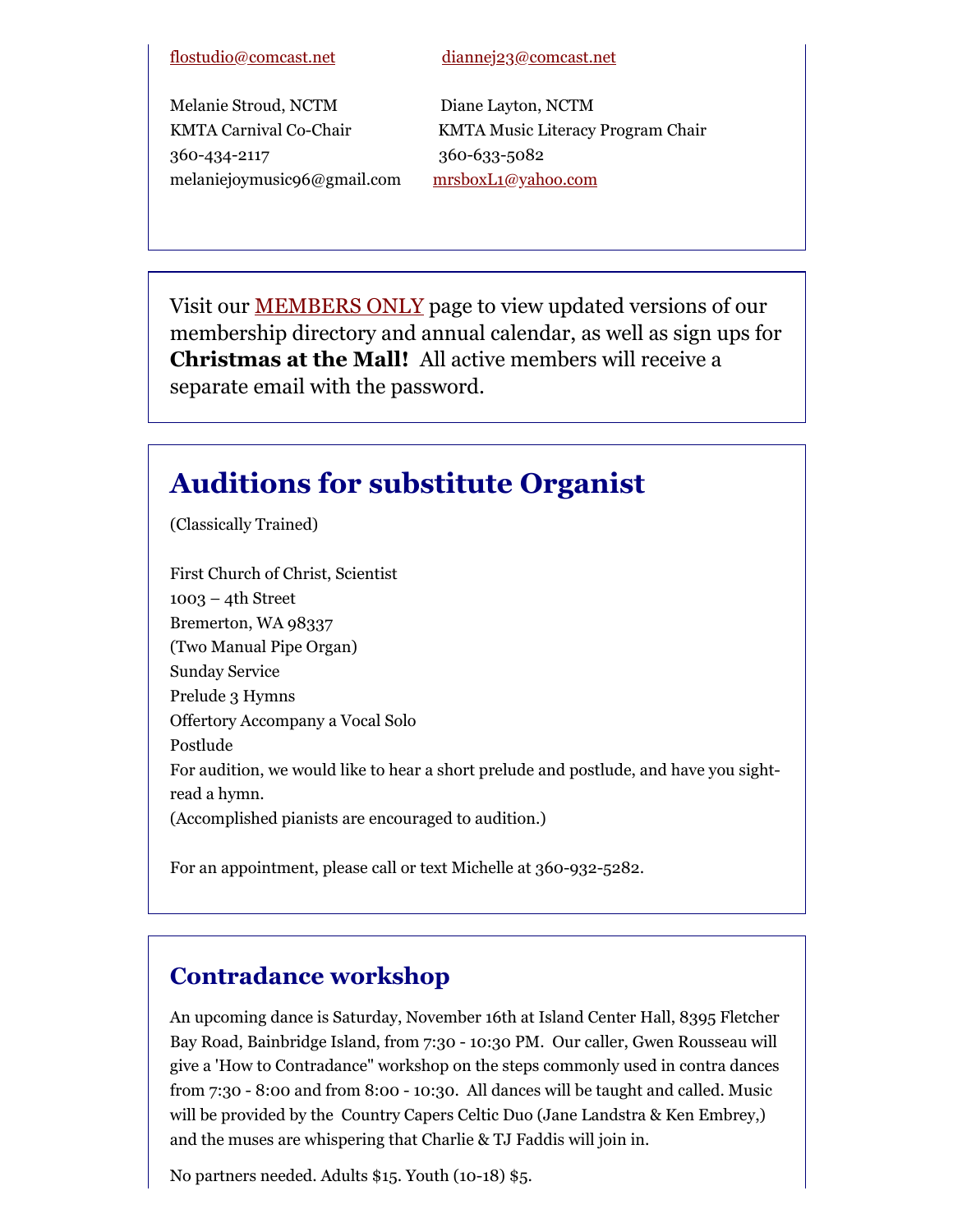flostudio@comcast.net

diannej23@comcast.net

Melanie Stroud, NCTM
KMTA Carnival Co-Chair
360-434-2117
melaniejoymusic96@gmail.com

Diane Layton, NCTM
KMTA Music Literacy Program Chair
360-633-5082
mrsboxL1@yahoo.com

Visit our MEMBERS ONLY page to view updated versions of our membership directory and annual calendar, as well as sign ups for **Christmas at the Mall!** All active members will receive a separate email with the password.

## Auditions for substitute Organist

(Classically Trained)

First Church of Christ, Scientist
1003 – 4th Street
Bremerton, WA 98337
(Two Manual Pipe Organ)
Sunday Service
Prelude 3 Hymns
Offertory Accompany a Vocal Solo
Postlude
For audition, we would like to hear a short prelude and postlude, and have you sight-read a hymn.
(Accomplished pianists are encouraged to audition.)

For an appointment, please call or text Michelle at 360-932-5282.

## Contradance workshop

An upcoming dance is Saturday, November 16th at Island Center Hall, 8395 Fletcher Bay Road, Bainbridge Island, from 7:30 - 10:30 PM. Our caller, Gwen Rousseau will give a 'How to Contradance" workshop on the steps commonly used in contra dances from 7:30 - 8:00 and from 8:00 - 10:30. All dances will be taught and called. Music will be provided by the Country Capers Celtic Duo (Jane Landstra & Ken Embrey,) and the muses are whispering that Charlie & TJ Faddis will join in.

No partners needed. Adults $15. Youth (10-18) $5.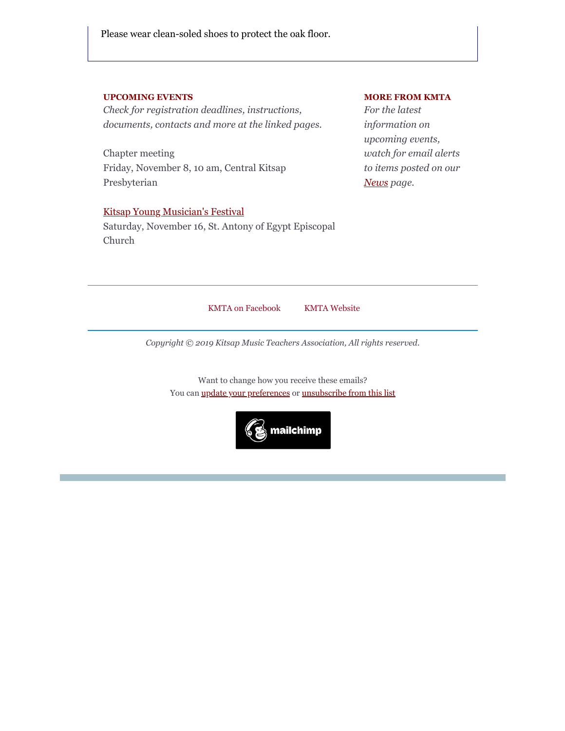Please wear clean-soled shoes to protect the oak floor.

**UPCOMING EVENTS**

*Check for registration deadlines, instructions, documents, contacts and more at the linked pages.*

Chapter meeting
Friday, November 8, 10 am, Central Kitsap Presbyterian

Kitsap Young Musician's Festival
Saturday, November 16, St. Antony of Egypt Episcopal Church

**MORE FROM KMTA**

*For the latest information on upcoming events, watch for email alerts to items posted on our News page.*

---

KMTA on Facebook    KMTA Website

---

*Copyright © 2019 Kitsap Music Teachers Association, All rights reserved.*

Want to change how you receive these emails?
You can update your preferences or unsubscribe from this list